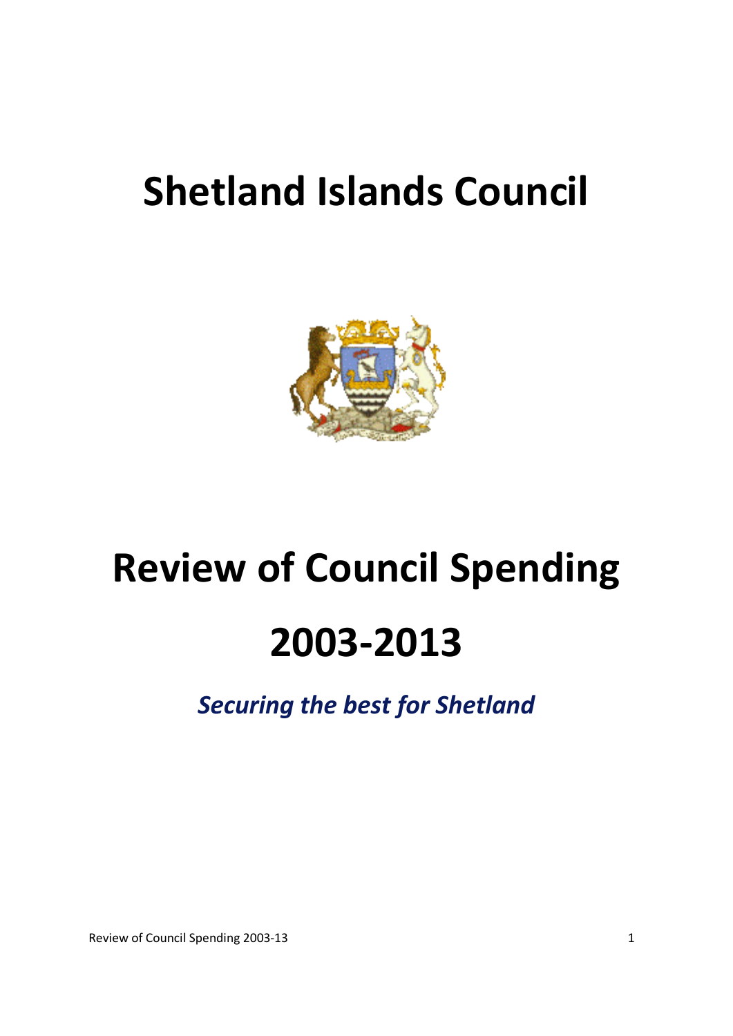# Shetland Islands Council

# Review of Council Spending

# 2003-2013

***Securing the best for Shetland***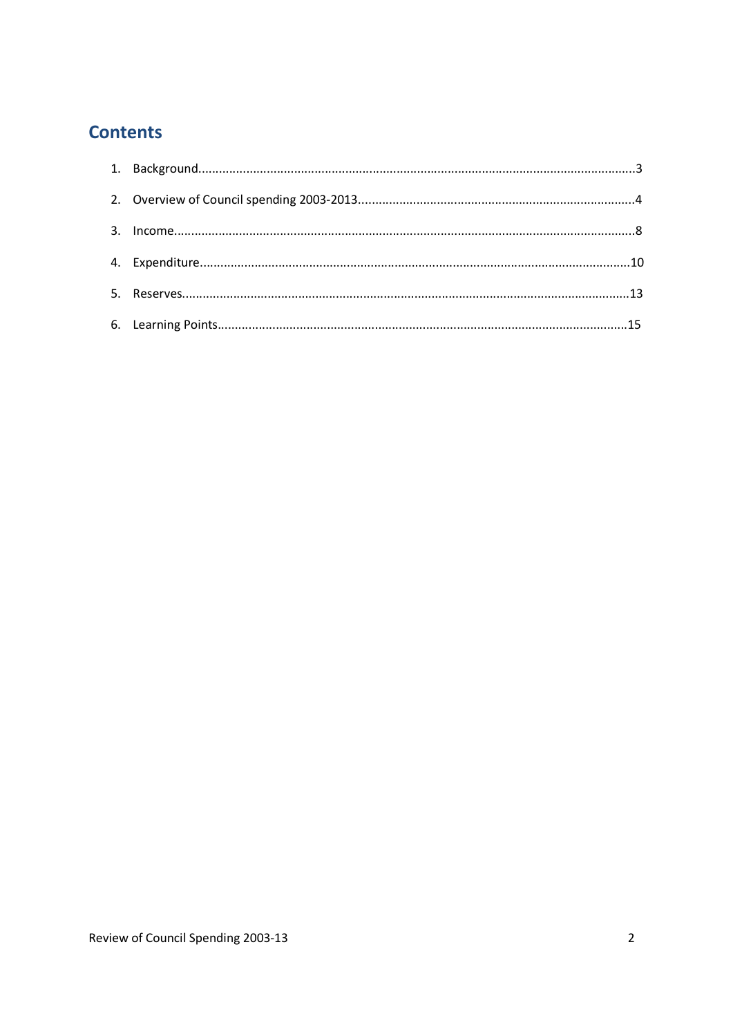## Contents

1. Background....................................................................................................................3
2. Overview of Council spending 2003-2013...............................................................................4
3. Income.........................................................................................................................8
4. Expenditure..................................................................................................................10
5. Reserves......................................................................................................................13
6. Learning Points...........................................................................................................15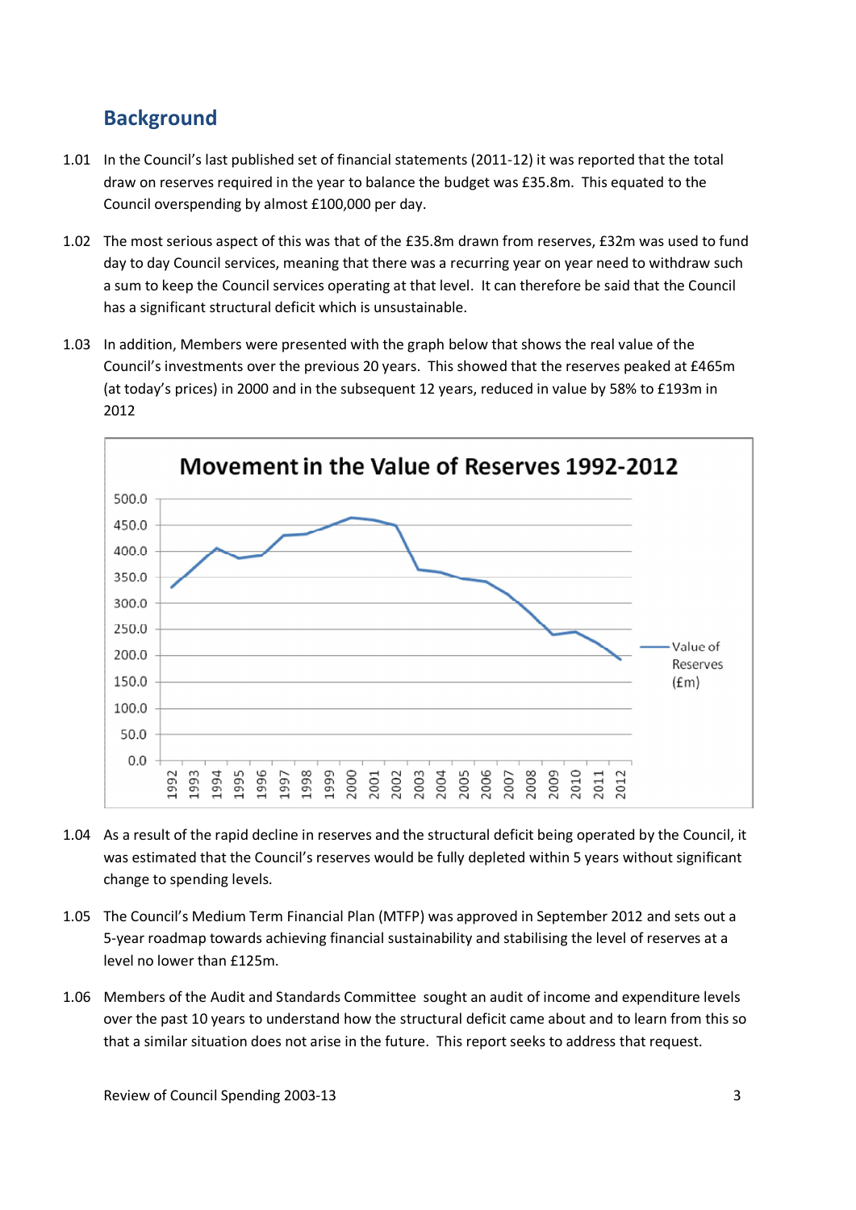## Background

1.01 In the Council's last published set of financial statements (2011-12) it was reported that the total draw on reserves required in the year to balance the budget was £35.8m. This equated to the Council overspending by almost £100,000 per day.

1.02 The most serious aspect of this was that of the £35.8m drawn from reserves, £32m was used to fund day to day Council services, meaning that there was a recurring year on year need to withdraw such a sum to keep the Council services operating at that level. It can therefore be said that the Council has a significant structural deficit which is unsustainable.

1.03 In addition, Members were presented with the graph below that shows the real value of the Council's investments over the previous 20 years. This showed that the reserves peaked at £465m (at today's prices) in 2000 and in the subsequent 12 years, reduced in value by 58% to £193m in 2012

**Movement in the Value of Reserves 1992-2012**

1.04 As a result of the rapid decline in reserves and the structural deficit being operated by the Council, it was estimated that the Council's reserves would be fully depleted within 5 years without significant change to spending levels.

1.05 The Council's Medium Term Financial Plan (MTFP) was approved in September 2012 and sets out a 5-year roadmap towards achieving financial sustainability and stabilising the level of reserves at a level no lower than £125m.

1.06 Members of the Audit and Standards Committee sought an audit of income and expenditure levels over the past 10 years to understand how the structural deficit came about and to learn from this so that a similar situation does not arise in the future. This report seeks to address that request.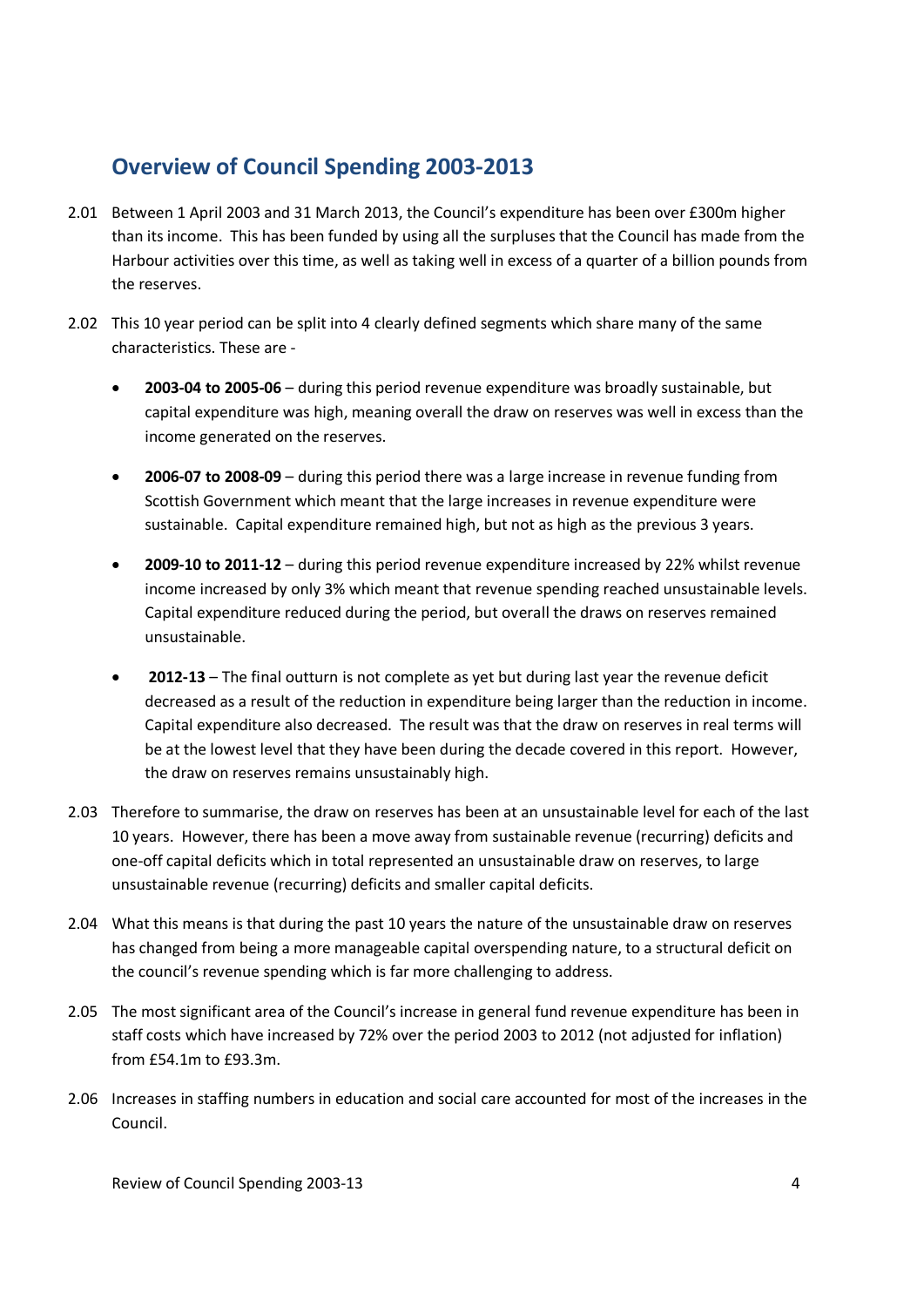## Overview of Council Spending 2003-2013

2.01 Between 1 April 2003 and 31 March 2013, the Council's expenditure has been over £300m higher than its income. This has been funded by using all the surpluses that the Council has made from the Harbour activities over this time, as well as taking well in excess of a quarter of a billion pounds from the reserves.

2.02 This 10 year period can be split into 4 clearly defined segments which share many of the same characteristics. These are -

- **2003-04 to 2005-06** – during this period revenue expenditure was broadly sustainable, but capital expenditure was high, meaning overall the draw on reserves was well in excess than the income generated on the reserves.
- **2006-07 to 2008-09** – during this period there was a large increase in revenue funding from Scottish Government which meant that the large increases in revenue expenditure were sustainable. Capital expenditure remained high, but not as high as the previous 3 years.
- **2009-10 to 2011-12** – during this period revenue expenditure increased by 22% whilst revenue income increased by only 3% which meant that revenue spending reached unsustainable levels. Capital expenditure reduced during the period, but overall the draws on reserves remained unsustainable.
- **2012-13** – The final outturn is not complete as yet but during last year the revenue deficit decreased as a result of the reduction in expenditure being larger than the reduction in income. Capital expenditure also decreased. The result was that the draw on reserves in real terms will be at the lowest level that they have been during the decade covered in this report. However, the draw on reserves remains unsustainably high.

2.03 Therefore to summarise, the draw on reserves has been at an unsustainable level for each of the last 10 years. However, there has been a move away from sustainable revenue (recurring) deficits and one-off capital deficits which in total represented an unsustainable draw on reserves, to large unsustainable revenue (recurring) deficits and smaller capital deficits.

2.04 What this means is that during the past 10 years the nature of the unsustainable draw on reserves has changed from being a more manageable capital overspending nature, to a structural deficit on the council's revenue spending which is far more challenging to address.

2.05 The most significant area of the Council's increase in general fund revenue expenditure has been in staff costs which have increased by 72% over the period 2003 to 2012 (not adjusted for inflation) from £54.1m to £93.3m.

2.06 Increases in staffing numbers in education and social care accounted for most of the increases in the Council.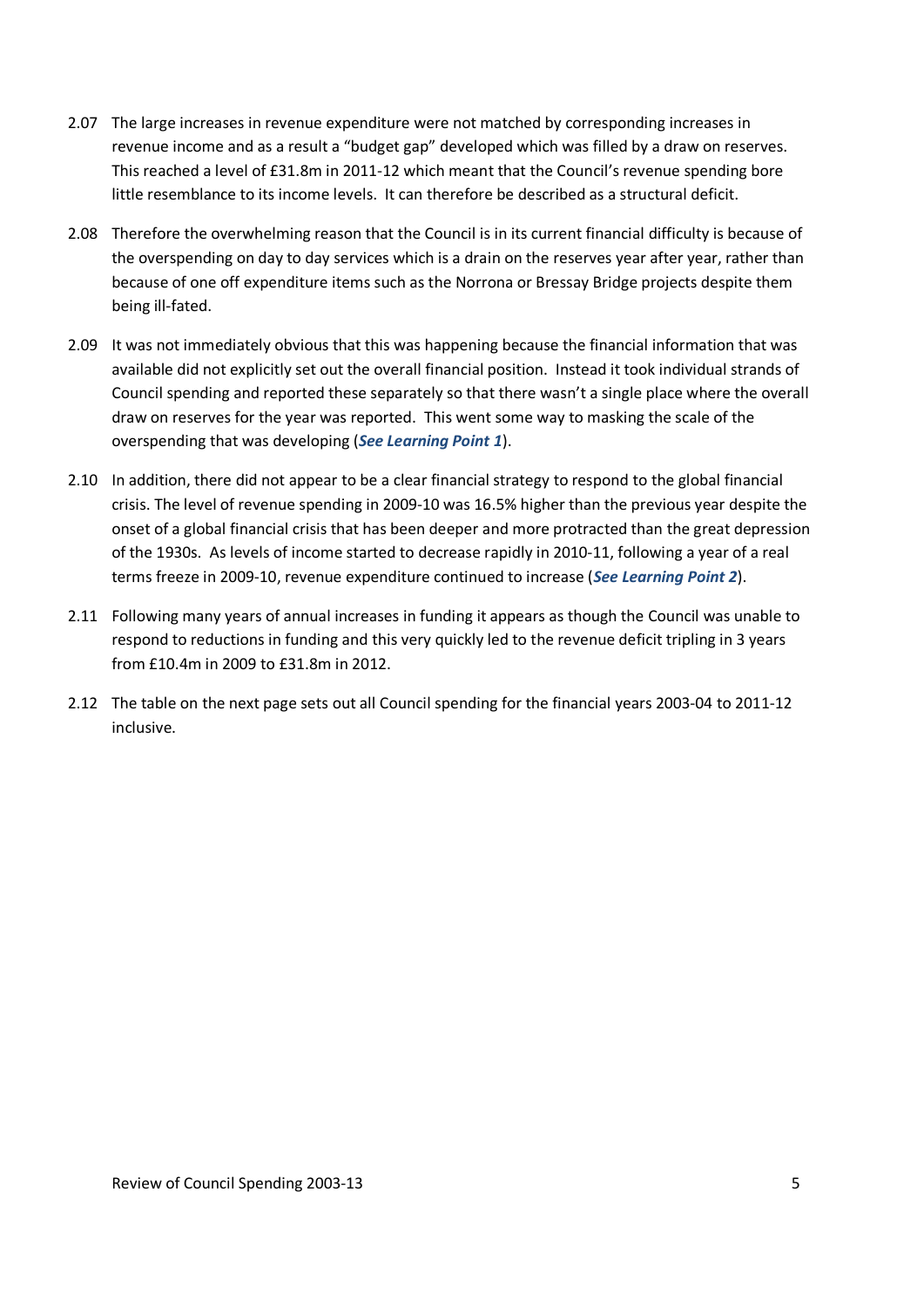2.07 The large increases in revenue expenditure were not matched by corresponding increases in revenue income and as a result a "budget gap" developed which was filled by a draw on reserves. This reached a level of £31.8m in 2011-12 which meant that the Council's revenue spending bore little resemblance to its income levels. It can therefore be described as a structural deficit.

2.08 Therefore the overwhelming reason that the Council is in its current financial difficulty is because of the overspending on day to day services which is a drain on the reserves year after year, rather than because of one off expenditure items such as the Norrona or Bressay Bridge projects despite them being ill-fated.

2.09 It was not immediately obvious that this was happening because the financial information that was available did not explicitly set out the overall financial position. Instead it took individual strands of Council spending and reported these separately so that there wasn't a single place where the overall draw on reserves for the year was reported. This went some way to masking the scale of the overspending that was developing (***See Learning Point 1***).

2.10 In addition, there did not appear to be a clear financial strategy to respond to the global financial crisis. The level of revenue spending in 2009-10 was 16.5% higher than the previous year despite the onset of a global financial crisis that has been deeper and more protracted than the great depression of the 1930s. As levels of income started to decrease rapidly in 2010-11, following a year of a real terms freeze in 2009-10, revenue expenditure continued to increase (***See Learning Point 2***).

2.11 Following many years of annual increases in funding it appears as though the Council was unable to respond to reductions in funding and this very quickly led to the revenue deficit tripling in 3 years from £10.4m in 2009 to £31.8m in 2012.

2.12 The table on the next page sets out all Council spending for the financial years 2003-04 to 2011-12 inclusive.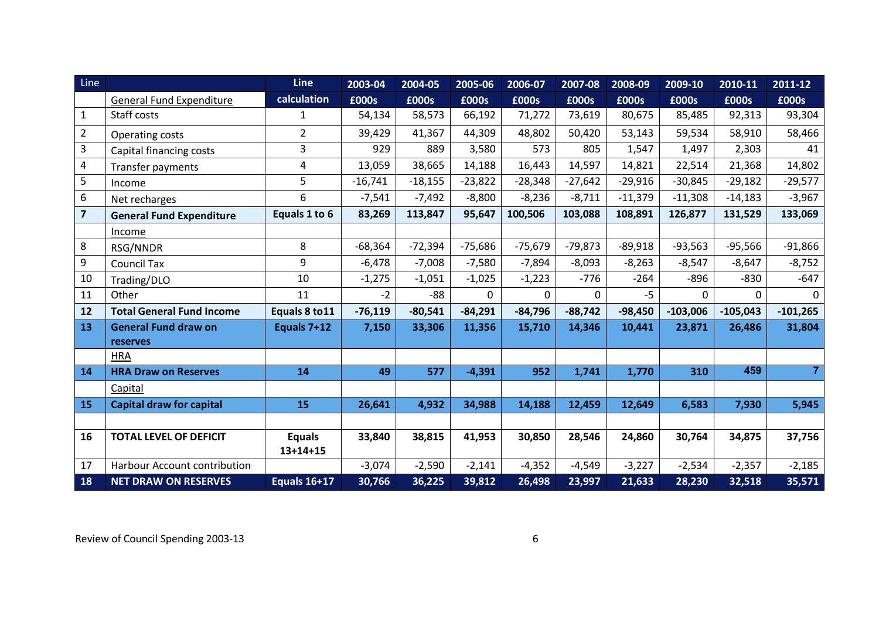| Line | | Line calculation | 2003-04 | 2004-05 | 2005-06 | 2006-07 | 2007-08 | 2008-09 | 2009-10 | 2010-11 | 2011-12 |
|---|---|---|---|---|---|---|---|---|---|---|---|
| | General Fund Expenditure | | £000s | £000s | £000s | £000s | £000s | £000s | £000s | £000s | £000s |
| 1 | Staff costs | 1 | 54,134 | 58,573 | 66,192 | 71,272 | 73,619 | 80,675 | 85,485 | 92,313 | 93,304 |
| 2 | Operating costs | 2 | 39,429 | 41,367 | 44,309 | 48,802 | 50,420 | 53,143 | 59,534 | 58,910 | 58,466 |
| 3 | Capital financing costs | 3 | 929 | 889 | 3,580 | 573 | 805 | 1,547 | 1,497 | 2,303 | 41 |
| 4 | Transfer payments | 4 | 13,059 | 38,665 | 14,188 | 16,443 | 14,597 | 14,821 | 22,514 | 21,368 | 14,802 |
| 5 | Income | 5 | -16,741 | -18,155 | -23,822 | -28,348 | -27,642 | -29,916 | -30,845 | -29,182 | -29,577 |
| 6 | Net recharges | 6 | -7,541 | -7,492 | -8,800 | -8,236 | -8,711 | -11,379 | -11,308 | -14,183 | -3,967 |
| **7** | **General Fund Expenditure** | **Equals 1 to 6** | **83,269** | **113,847** | **95,647** | **100,506** | **103,088** | **108,891** | **126,877** | **131,529** | **133,069** |
| | Income | | | | | | | | | | |
| 8 | RSG/NNDR | 8 | -68,364 | -72,394 | -75,686 | -75,679 | -79,873 | -89,918 | -93,563 | -95,566 | -91,866 |
| 9 | Council Tax | 9 | -6,478 | -7,008 | -7,580 | -7,894 | -8,093 | -8,263 | -8,547 | -8,647 | -8,752 |
| 10 | Trading/DLO | 10 | -1,275 | -1,051 | -1,025 | -1,223 | -776 | -264 | -896 | -830 | -647 |
| 11 | Other | 11 | -2 | -88 | 0 | 0 | 0 | -5 | 0 | 0 | 0 |
| **12** | **Total General Fund Income** | **Equals 8 to11** | **-76,119** | **-80,541** | **-84,291** | **-84,796** | **-88,742** | **-98,450** | **-103,006** | **-105,043** | **-101,265** |
| **13** | **General Fund draw on reserves** | **Equals 7+12** | **7,150** | **33,306** | **11,356** | **15,710** | **14,346** | **10,441** | **23,871** | **26,486** | **31,804** |
| | HRA | | | | | | | | | | |
| **14** | **HRA Draw on Reserves** | **14** | **49** | **577** | **-4,391** | **952** | **1,741** | **1,770** | **310** | **459** | **7** |
| | Capital | | | | | | | | | | |
| **15** | **Capital draw for capital** | **15** | **26,641** | **4,932** | **34,988** | **14,188** | **12,459** | **12,649** | **6,583** | **7,930** | **5,945** |
| | | | | | | | | | | | |
| **16** | **TOTAL LEVEL OF DEFICIT** | **Equals 13+14+15** | **33,840** | **38,815** | **41,953** | **30,850** | **28,546** | **24,860** | **30,764** | **34,875** | **37,756** |
| 17 | Harbour Account contribution | | -3,074 | -2,590 | -2,141 | -4,352 | -4,549 | -3,227 | -2,534 | -2,357 | -2,185 |
| **18** | **NET DRAW ON RESERVES** | **Equals 16+17** | **30,766** | **36,225** | **39,812** | **26,498** | **23,997** | **21,633** | **28,230** | **32,518** | **35,571** |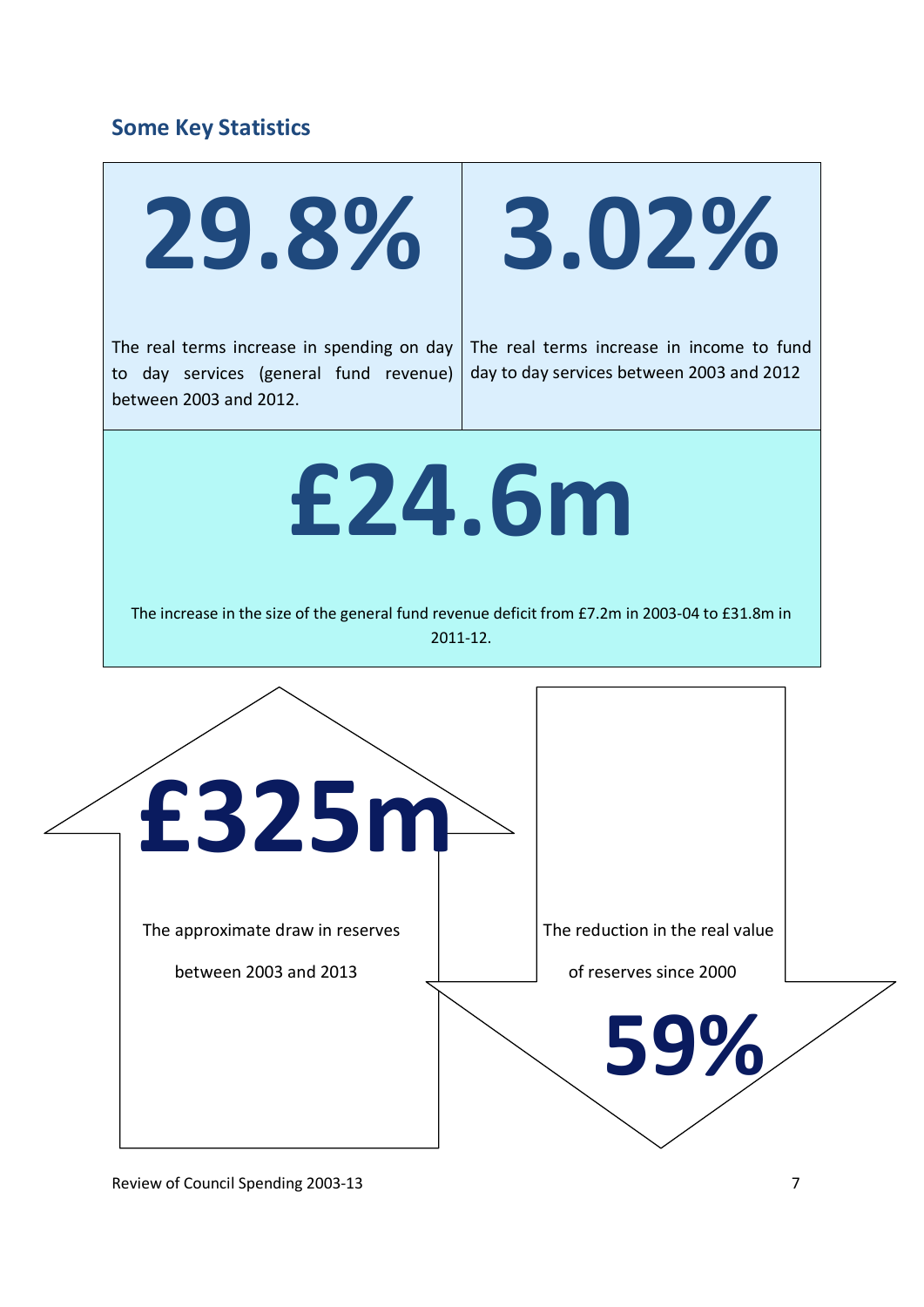## Some Key Statistics

**29.8%**

The real terms increase in spending on day to day services (general fund revenue) between 2003 and 2012.

**3.02%**

The real terms increase in income to fund day to day services between 2003 and 2012

**£24.6m**

The increase in the size of the general fund revenue deficit from £7.2m in 2003-04 to £31.8m in 2011-12.

**£325m**

The approximate draw in reserves between 2003 and 2013

The reduction in the real value of reserves since 2000

**59%**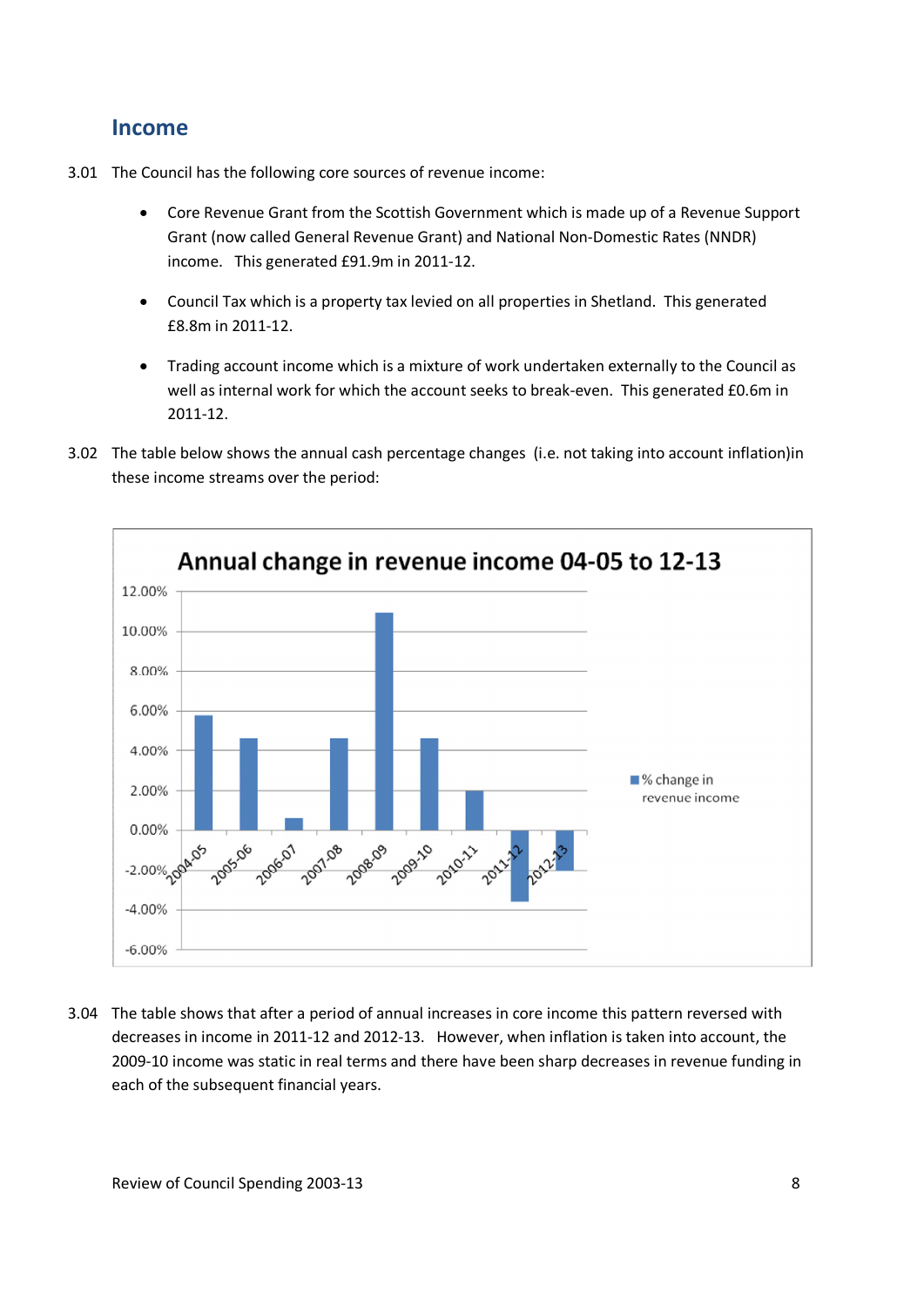## Income

3.01 The Council has the following core sources of revenue income:

- Core Revenue Grant from the Scottish Government which is made up of a Revenue Support Grant (now called General Revenue Grant) and National Non-Domestic Rates (NNDR) income. This generated £91.9m in 2011-12.
- Council Tax which is a property tax levied on all properties in Shetland. This generated £8.8m in 2011-12.
- Trading account income which is a mixture of work undertaken externally to the Council as well as internal work for which the account seeks to break-even. This generated £0.6m in 2011-12.

3.02 The table below shows the annual cash percentage changes (i.e. not taking into account inflation)in these income streams over the period:

3.04 The table shows that after a period of annual increases in core income this pattern reversed with decreases in income in 2011-12 and 2012-13. However, when inflation is taken into account, the 2009-10 income was static in real terms and there have been sharp decreases in revenue funding in each of the subsequent financial years.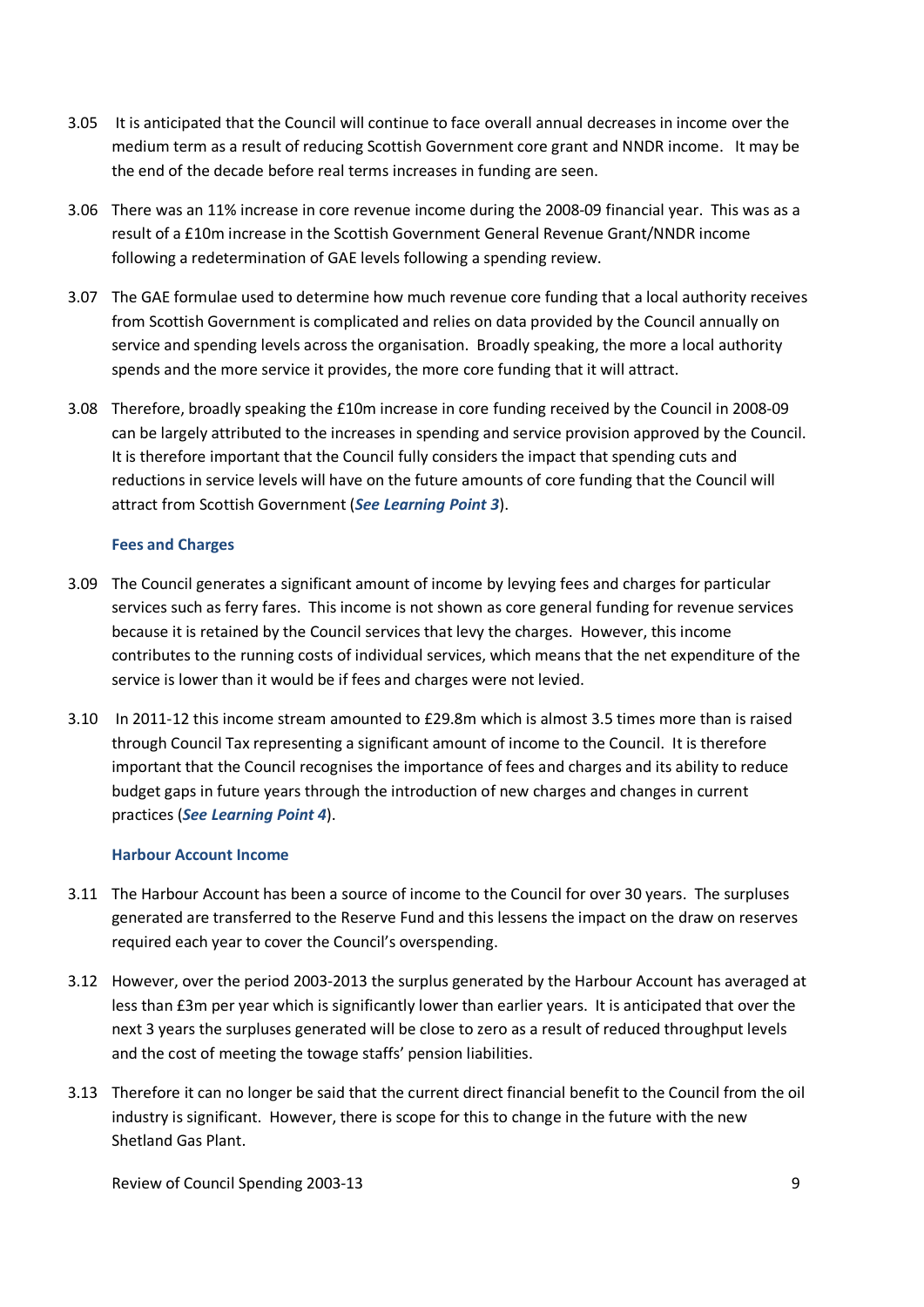3.05 It is anticipated that the Council will continue to face overall annual decreases in income over the medium term as a result of reducing Scottish Government core grant and NNDR income. It may be the end of the decade before real terms increases in funding are seen.

3.06 There was an 11% increase in core revenue income during the 2008-09 financial year. This was as a result of a £10m increase in the Scottish Government General Revenue Grant/NNDR income following a redetermination of GAE levels following a spending review.

3.07 The GAE formulae used to determine how much revenue core funding that a local authority receives from Scottish Government is complicated and relies on data provided by the Council annually on service and spending levels across the organisation. Broadly speaking, the more a local authority spends and the more service it provides, the more core funding that it will attract.

3.08 Therefore, broadly speaking the £10m increase in core funding received by the Council in 2008-09 can be largely attributed to the increases in spending and service provision approved by the Council. It is therefore important that the Council fully considers the impact that spending cuts and reductions in service levels will have on the future amounts of core funding that the Council will attract from Scottish Government (***See Learning Point 3***).

### Fees and Charges

3.09 The Council generates a significant amount of income by levying fees and charges for particular services such as ferry fares. This income is not shown as core general funding for revenue services because it is retained by the Council services that levy the charges. However, this income contributes to the running costs of individual services, which means that the net expenditure of the service is lower than it would be if fees and charges were not levied.

3.10 In 2011-12 this income stream amounted to £29.8m which is almost 3.5 times more than is raised through Council Tax representing a significant amount of income to the Council. It is therefore important that the Council recognises the importance of fees and charges and its ability to reduce budget gaps in future years through the introduction of new charges and changes in current practices (***See Learning Point 4***).

### Harbour Account Income

3.11 The Harbour Account has been a source of income to the Council for over 30 years. The surpluses generated are transferred to the Reserve Fund and this lessens the impact on the draw on reserves required each year to cover the Council's overspending.

3.12 However, over the period 2003-2013 the surplus generated by the Harbour Account has averaged at less than £3m per year which is significantly lower than earlier years. It is anticipated that over the next 3 years the surpluses generated will be close to zero as a result of reduced throughput levels and the cost of meeting the towage staffs' pension liabilities.

3.13 Therefore it can no longer be said that the current direct financial benefit to the Council from the oil industry is significant. However, there is scope for this to change in the future with the new Shetland Gas Plant.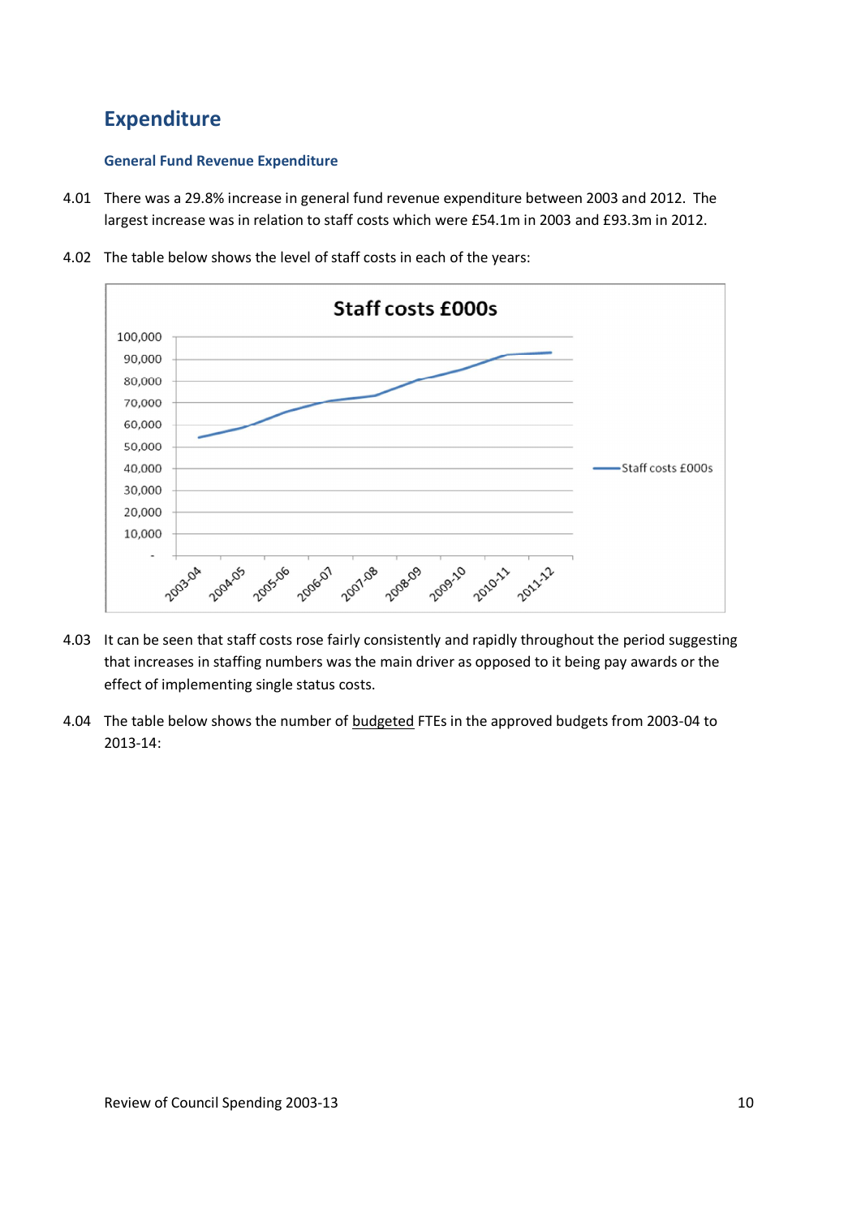# Expenditure

### General Fund Revenue Expenditure

4.01 There was a 29.8% increase in general fund revenue expenditure between 2003 and 2012. The largest increase was in relation to staff costs which were £54.1m in 2003 and £93.3m in 2012.

4.02 The table below shows the level of staff costs in each of the years:

4.03 It can be seen that staff costs rose fairly consistently and rapidly throughout the period suggesting that increases in staffing numbers was the main driver as opposed to it being pay awards or the effect of implementing single status costs.

4.04 The table below shows the number of budgeted FTEs in the approved budgets from 2003-04 to 2013-14: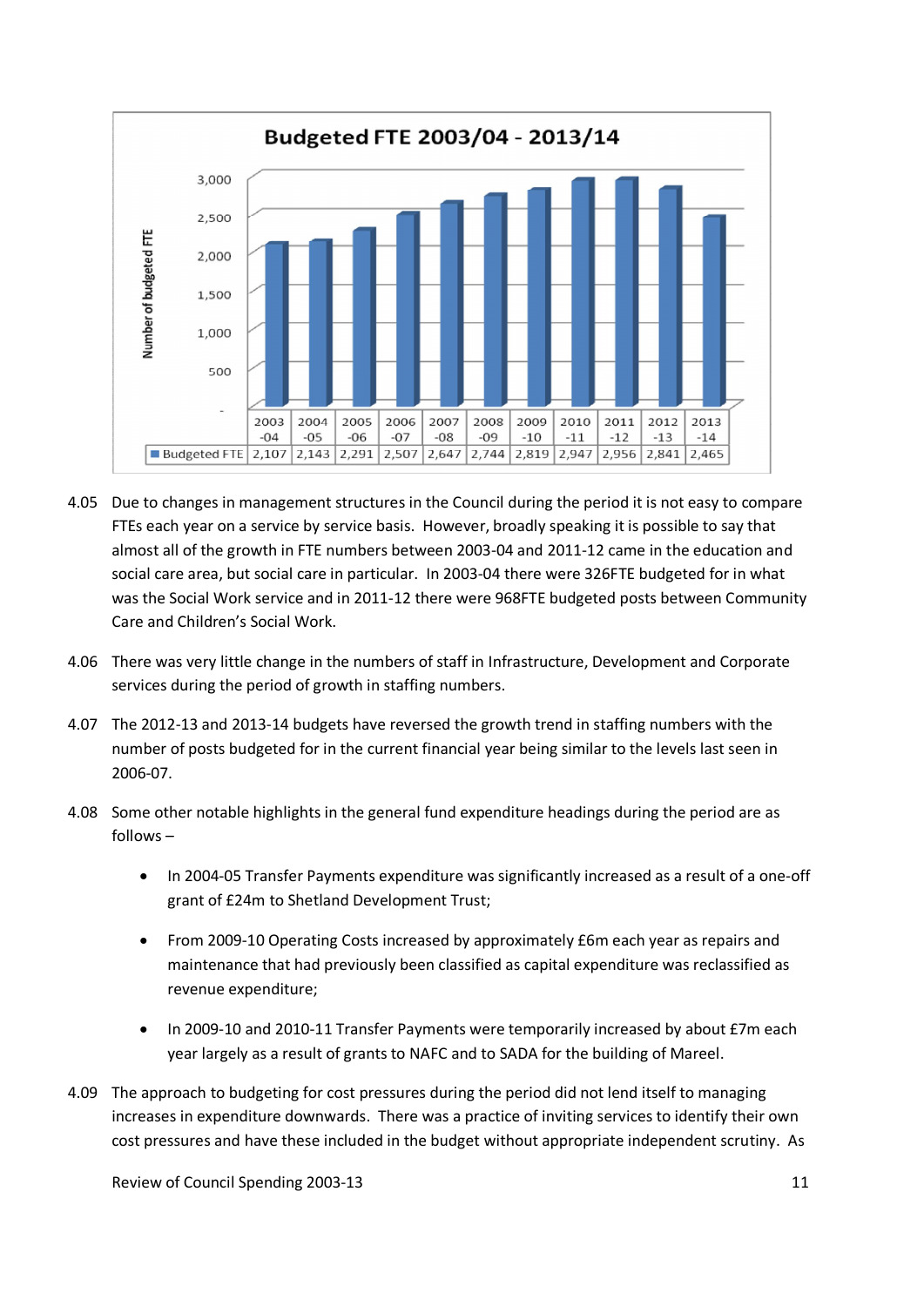**Budgeted FTE 2003/04 - 2013/14**

| | 2003-04 | 2004-05 | 2005-06 | 2006-07 | 2007-08 | 2008-09 | 2009-10 | 2010-11 | 2011-12 | 2012-13 | 2013-14 |
|---|---|---|---|---|---|---|---|---|---|---|---|
| Budgeted FTE | 2,107 | 2,143 | 2,291 | 2,507 | 2,647 | 2,744 | 2,819 | 2,947 | 2,956 | 2,841 | 2,465 |

4.05 Due to changes in management structures in the Council during the period it is not easy to compare FTEs each year on a service by service basis. However, broadly speaking it is possible to say that almost all of the growth in FTE numbers between 2003-04 and 2011-12 came in the education and social care area, but social care in particular. In 2003-04 there were 326FTE budgeted for in what was the Social Work service and in 2011-12 there were 968FTE budgeted posts between Community Care and Children's Social Work.

4.06 There was very little change in the numbers of staff in Infrastructure, Development and Corporate services during the period of growth in staffing numbers.

4.07 The 2012-13 and 2013-14 budgets have reversed the growth trend in staffing numbers with the number of posts budgeted for in the current financial year being similar to the levels last seen in 2006-07.

4.08 Some other notable highlights in the general fund expenditure headings during the period are as follows –

- In 2004-05 Transfer Payments expenditure was significantly increased as a result of a one-off grant of £24m to Shetland Development Trust;
- From 2009-10 Operating Costs increased by approximately £6m each year as repairs and maintenance that had previously been classified as capital expenditure was reclassified as revenue expenditure;
- In 2009-10 and 2010-11 Transfer Payments were temporarily increased by about £7m each year largely as a result of grants to NAFC and to SADA for the building of Mareel.

4.09 The approach to budgeting for cost pressures during the period did not lend itself to managing increases in expenditure downwards. There was a practice of inviting services to identify their own cost pressures and have these included in the budget without appropriate independent scrutiny. As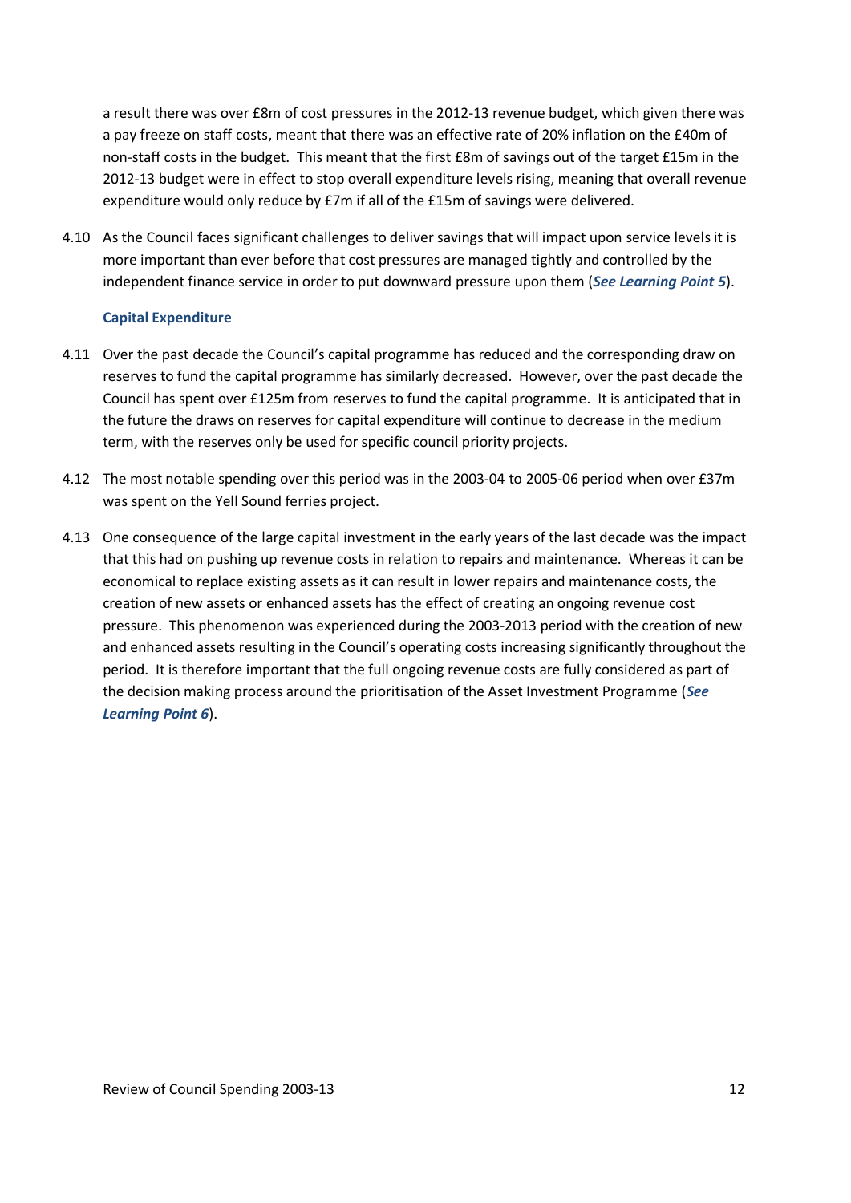a result there was over £8m of cost pressures in the 2012-13 revenue budget, which given there was a pay freeze on staff costs, meant that there was an effective rate of 20% inflation on the £40m of non-staff costs in the budget. This meant that the first £8m of savings out of the target £15m in the 2012-13 budget were in effect to stop overall expenditure levels rising, meaning that overall revenue expenditure would only reduce by £7m if all of the £15m of savings were delivered.

4.10 As the Council faces significant challenges to deliver savings that will impact upon service levels it is more important than ever before that cost pressures are managed tightly and controlled by the independent finance service in order to put downward pressure upon them (***See Learning Point 5***).

### Capital Expenditure

4.11 Over the past decade the Council's capital programme has reduced and the corresponding draw on reserves to fund the capital programme has similarly decreased. However, over the past decade the Council has spent over £125m from reserves to fund the capital programme. It is anticipated that in the future the draws on reserves for capital expenditure will continue to decrease in the medium term, with the reserves only be used for specific council priority projects.

4.12 The most notable spending over this period was in the 2003-04 to 2005-06 period when over £37m was spent on the Yell Sound ferries project.

4.13 One consequence of the large capital investment in the early years of the last decade was the impact that this had on pushing up revenue costs in relation to repairs and maintenance. Whereas it can be economical to replace existing assets as it can result in lower repairs and maintenance costs, the creation of new assets or enhanced assets has the effect of creating an ongoing revenue cost pressure. This phenomenon was experienced during the 2003-2013 period with the creation of new and enhanced assets resulting in the Council's operating costs increasing significantly throughout the period. It is therefore important that the full ongoing revenue costs are fully considered as part of the decision making process around the prioritisation of the Asset Investment Programme (***See Learning Point 6***).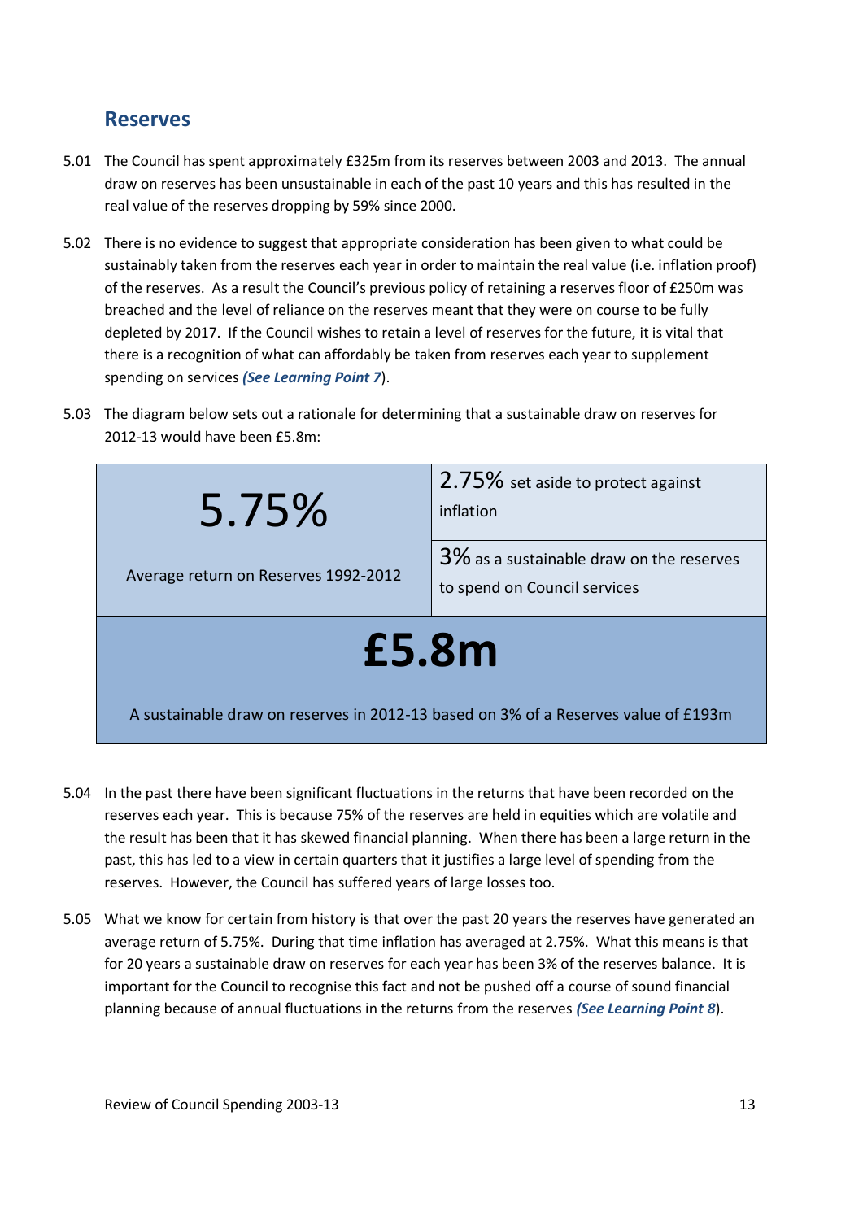## Reserves

5.01 The Council has spent approximately £325m from its reserves between 2003 and 2013. The annual draw on reserves has been unsustainable in each of the past 10 years and this has resulted in the real value of the reserves dropping by 59% since 2000.

5.02 There is no evidence to suggest that appropriate consideration has been given to what could be sustainably taken from the reserves each year in order to maintain the real value (i.e. inflation proof) of the reserves. As a result the Council's previous policy of retaining a reserves floor of £250m was breached and the level of reliance on the reserves meant that they were on course to be fully depleted by 2017. If the Council wishes to retain a level of reserves for the future, it is vital that there is a recognition of what can affordably be taken from reserves each year to supplement spending on services ***(See Learning Point 7)***.

5.03 The diagram below sets out a rationale for determining that a sustainable draw on reserves for 2012-13 would have been £5.8m:

| 5.75%<br>Average return on Reserves 1992-2012 | 2.75% set aside to protect against inflation |
|---|---|
| | 3% as a sustainable draw on the reserves to spend on Council services |
| **£5.8m**<br>A sustainable draw on reserves in 2012-13 based on 3% of a Reserves value of £193m | |

5.04 In the past there have been significant fluctuations in the returns that have been recorded on the reserves each year. This is because 75% of the reserves are held in equities which are volatile and the result has been that it has skewed financial planning. When there has been a large return in the past, this has led to a view in certain quarters that it justifies a large level of spending from the reserves. However, the Council has suffered years of large losses too.

5.05 What we know for certain from history is that over the past 20 years the reserves have generated an average return of 5.75%. During that time inflation has averaged at 2.75%. What this means is that for 20 years a sustainable draw on reserves for each year has been 3% of the reserves balance. It is important for the Council to recognise this fact and not be pushed off a course of sound financial planning because of annual fluctuations in the returns from the reserves ***(See Learning Point 8)***.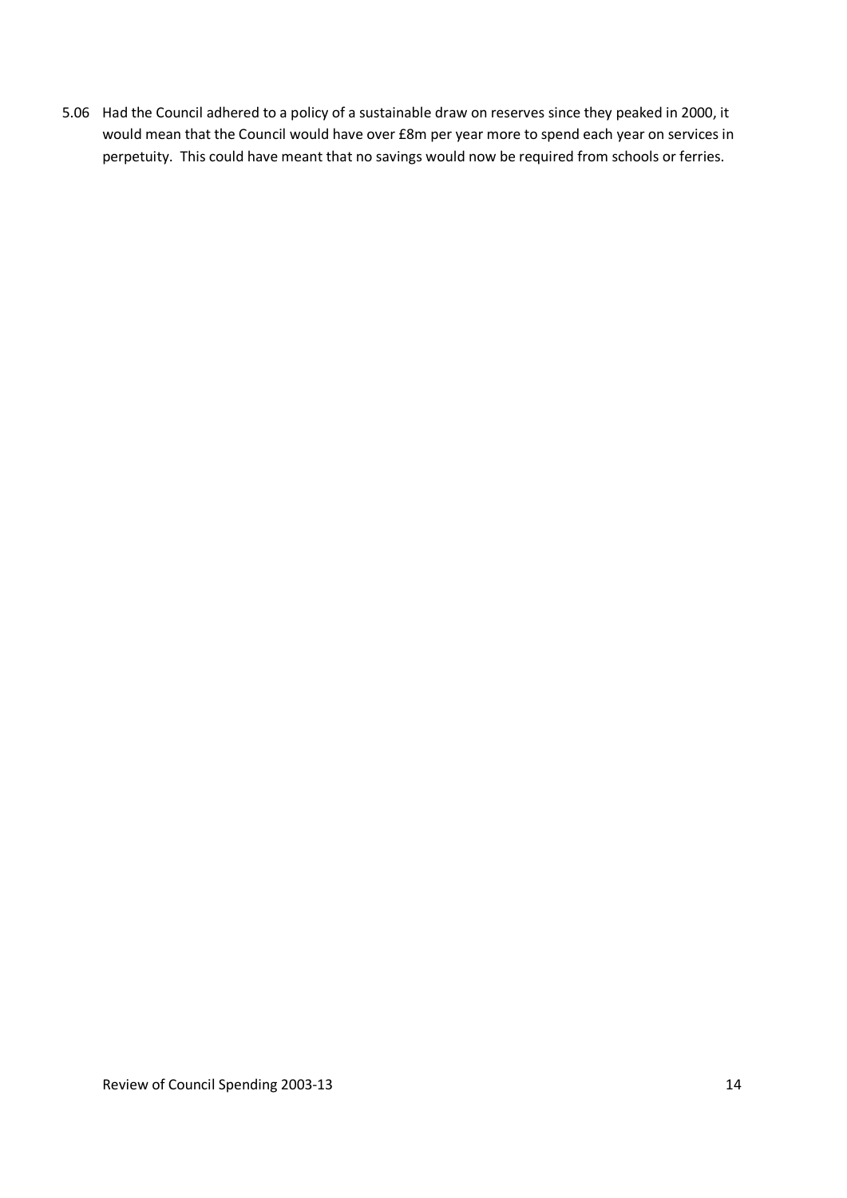5.06 Had the Council adhered to a policy of a sustainable draw on reserves since they peaked in 2000, it would mean that the Council would have over £8m per year more to spend each year on services in perpetuity. This could have meant that no savings would now be required from schools or ferries.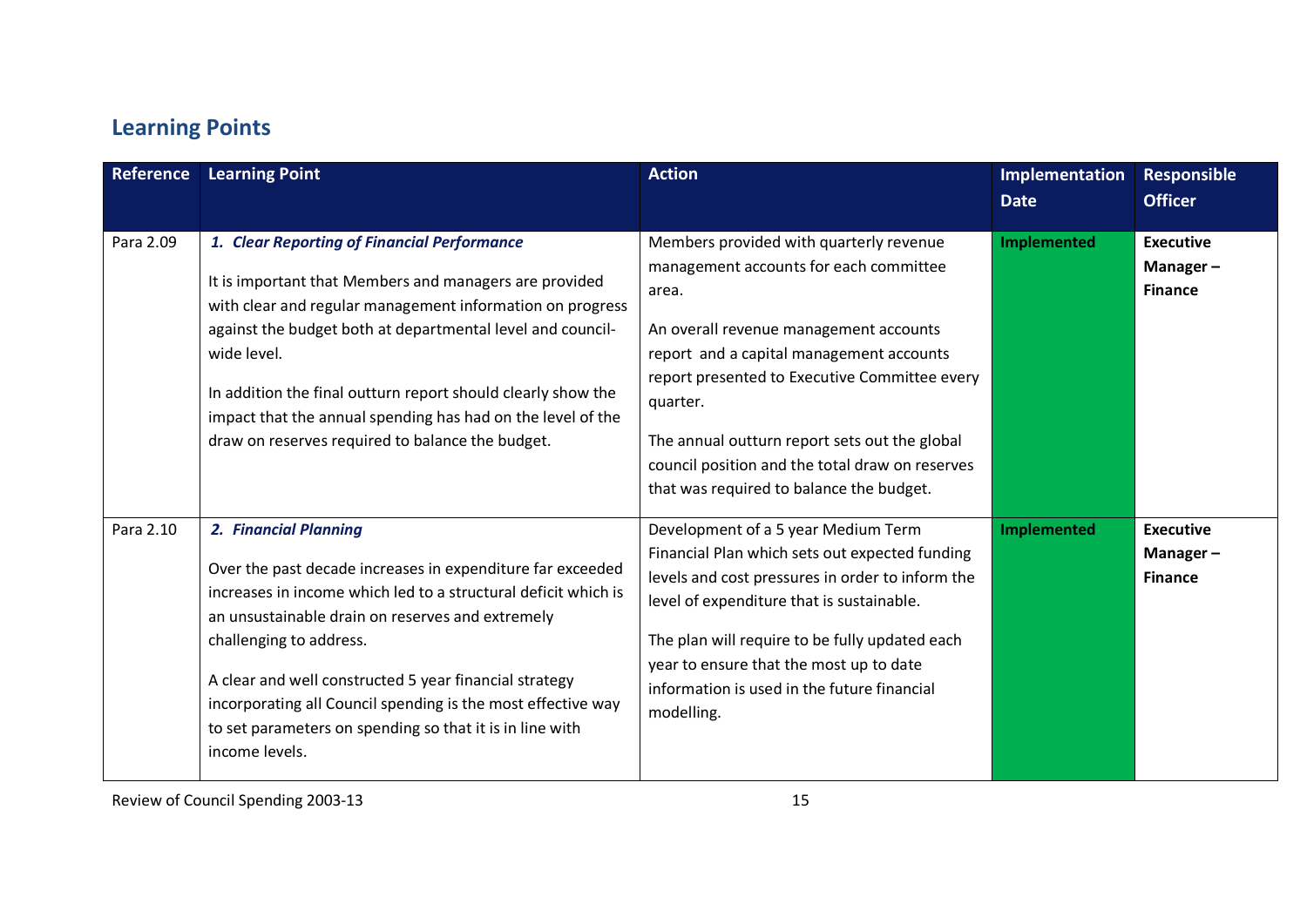## Learning Points

| Reference | Learning Point | Action | Implementation Date | Responsible Officer |
|---|---|---|---|---|
| Para 2.09 | ***1. Clear Reporting of Financial Performance***<br><br>It is important that Members and managers are provided with clear and regular management information on progress against the budget both at departmental level and council-wide level.<br><br>In addition the final outturn report should clearly show the impact that the annual spending has had on the level of the draw on reserves required to balance the budget. | Members provided with quarterly revenue management accounts for each committee area.<br><br>An overall revenue management accounts report and a capital management accounts report presented to Executive Committee every quarter.<br><br>The annual outturn report sets out the global council position and the total draw on reserves that was required to balance the budget. | **Implemented** | **Executive Manager – Finance** |
| Para 2.10 | ***2. Financial Planning***<br><br>Over the past decade increases in expenditure far exceeded increases in income which led to a structural deficit which is an unsustainable drain on reserves and extremely challenging to address.<br><br>A clear and well constructed 5 year financial strategy incorporating all Council spending is the most effective way to set parameters on spending so that it is in line with income levels. | Development of a 5 year Medium Term Financial Plan which sets out expected funding levels and cost pressures in order to inform the level of expenditure that is sustainable.<br><br>The plan will require to be fully updated each year to ensure that the most up to date information is used in the future financial modelling. | **Implemented** | **Executive Manager – Finance** |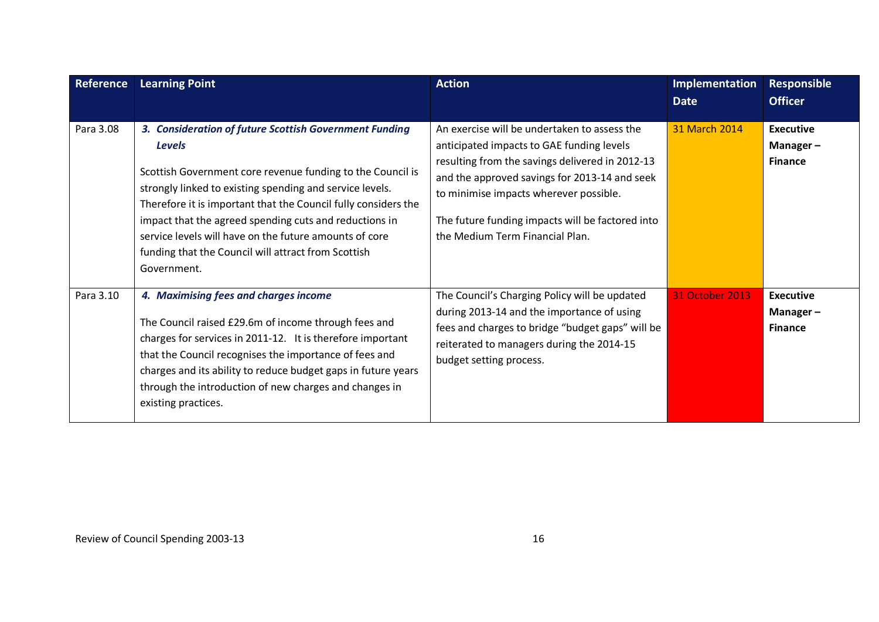| Reference | Learning Point | Action | Implementation Date | Responsible Officer |
|---|---|---|---|---|
| Para 3.08 | ***3. Consideration of future Scottish Government Funding Levels***<br><br>Scottish Government core revenue funding to the Council is strongly linked to existing spending and service levels. Therefore it is important that the Council fully considers the impact that the agreed spending cuts and reductions in service levels will have on the future amounts of core funding that the Council will attract from Scottish Government. | An exercise will be undertaken to assess the anticipated impacts to GAE funding levels resulting from the savings delivered in 2012-13 and the approved savings for 2013-14 and seek to minimise impacts wherever possible.<br><br>The future funding impacts will be factored into the Medium Term Financial Plan. | 31 March 2014 | **Executive Manager – Finance** |
| Para 3.10 | ***4. Maximising fees and charges income***<br><br>The Council raised £29.6m of income through fees and charges for services in 2011-12. It is therefore important that the Council recognises the importance of fees and charges and its ability to reduce budget gaps in future years through the introduction of new charges and changes in existing practices. | The Council's Charging Policy will be updated during 2013-14 and the importance of using fees and charges to bridge "budget gaps" will be reiterated to managers during the 2014-15 budget setting process. | 31 October 2013 | **Executive Manager – Finance** |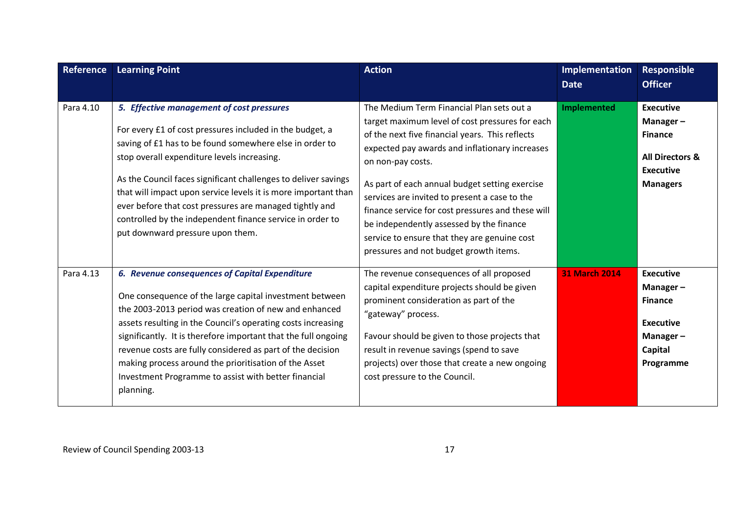| Reference | Learning Point | Action | Implementation Date | Responsible Officer |
|---|---|---|---|---|
| Para 4.10 | ***5. Effective management of cost pressures***<br><br>For every £1 of cost pressures included in the budget, a saving of £1 has to be found somewhere else in order to stop overall expenditure levels increasing.<br><br>As the Council faces significant challenges to deliver savings that will impact upon service levels it is more important than ever before that cost pressures are managed tightly and controlled by the independent finance service in order to put downward pressure upon them. | The Medium Term Financial Plan sets out a target maximum level of cost pressures for each of the next five financial years. This reflects expected pay awards and inflationary increases on non-pay costs.<br><br>As part of each annual budget setting exercise services are invited to present a case to the finance service for cost pressures and these will be independently assessed by the finance service to ensure that they are genuine cost pressures and not budget growth items. | **Implemented** | **Executive Manager – Finance**<br><br>**All Directors & Executive Managers** |
| Para 4.13 | ***6. Revenue consequences of Capital Expenditure***<br><br>One consequence of the large capital investment between the 2003-2013 period was creation of new and enhanced assets resulting in the Council's operating costs increasing significantly. It is therefore important that the full ongoing revenue costs are fully considered as part of the decision making process around the prioritisation of the Asset Investment Programme to assist with better financial planning. | The revenue consequences of all proposed capital expenditure projects should be given prominent consideration as part of the "gateway" process.<br><br>Favour should be given to those projects that result in revenue savings (spend to save projects) over those that create a new ongoing cost pressure to the Council. | **31 March 2014** | **Executive Manager – Finance**<br><br>**Executive Manager – Capital Programme** |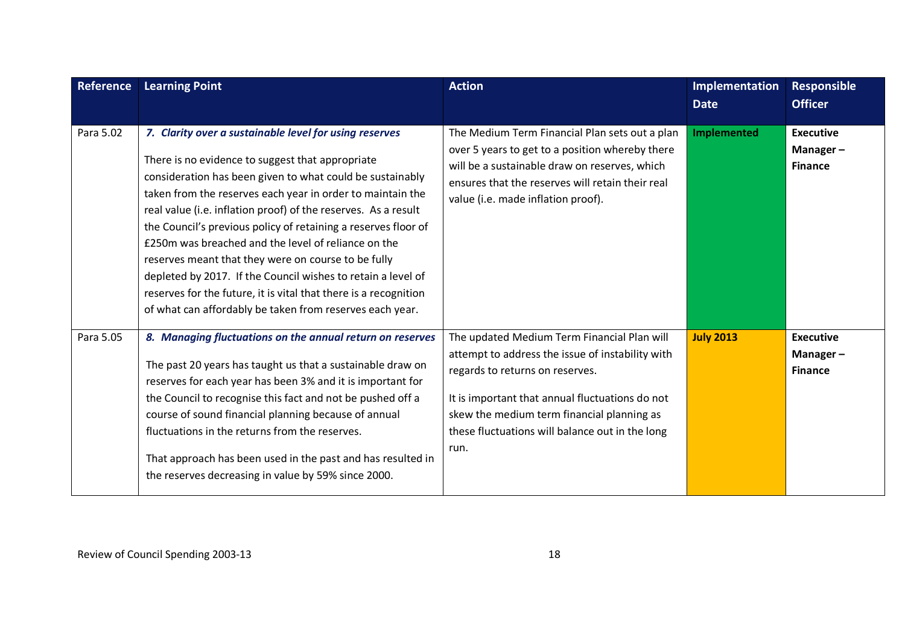| Reference | Learning Point | Action | Implementation Date | Responsible Officer |
| --- | --- | --- | --- | --- |
| Para 5.02 | ***7. Clarity over a sustainable level for using reserves***<br><br>There is no evidence to suggest that appropriate consideration has been given to what could be sustainably taken from the reserves each year in order to maintain the real value (i.e. inflation proof) of the reserves. As a result the Council's previous policy of retaining a reserves floor of £250m was breached and the level of reliance on the reserves meant that they were on course to be fully depleted by 2017. If the Council wishes to retain a level of reserves for the future, it is vital that there is a recognition of what can affordably be taken from reserves each year. | The Medium Term Financial Plan sets out a plan over 5 years to get to a position whereby there will be a sustainable draw on reserves, which ensures that the reserves will retain their real value (i.e. made inflation proof). | **Implemented** | **Executive Manager – Finance** |
| Para 5.05 | ***8. Managing fluctuations on the annual return on reserves***<br><br>The past 20 years has taught us that a sustainable draw on reserves for each year has been 3% and it is important for the Council to recognise this fact and not be pushed off a course of sound financial planning because of annual fluctuations in the returns from the reserves.<br><br>That approach has been used in the past and has resulted in the reserves decreasing in value by 59% since 2000. | The updated Medium Term Financial Plan will attempt to address the issue of instability with regards to returns on reserves.<br><br>It is important that annual fluctuations do not skew the medium term financial planning as these fluctuations will balance out in the long run. | **July 2013** | **Executive Manager – Finance** |